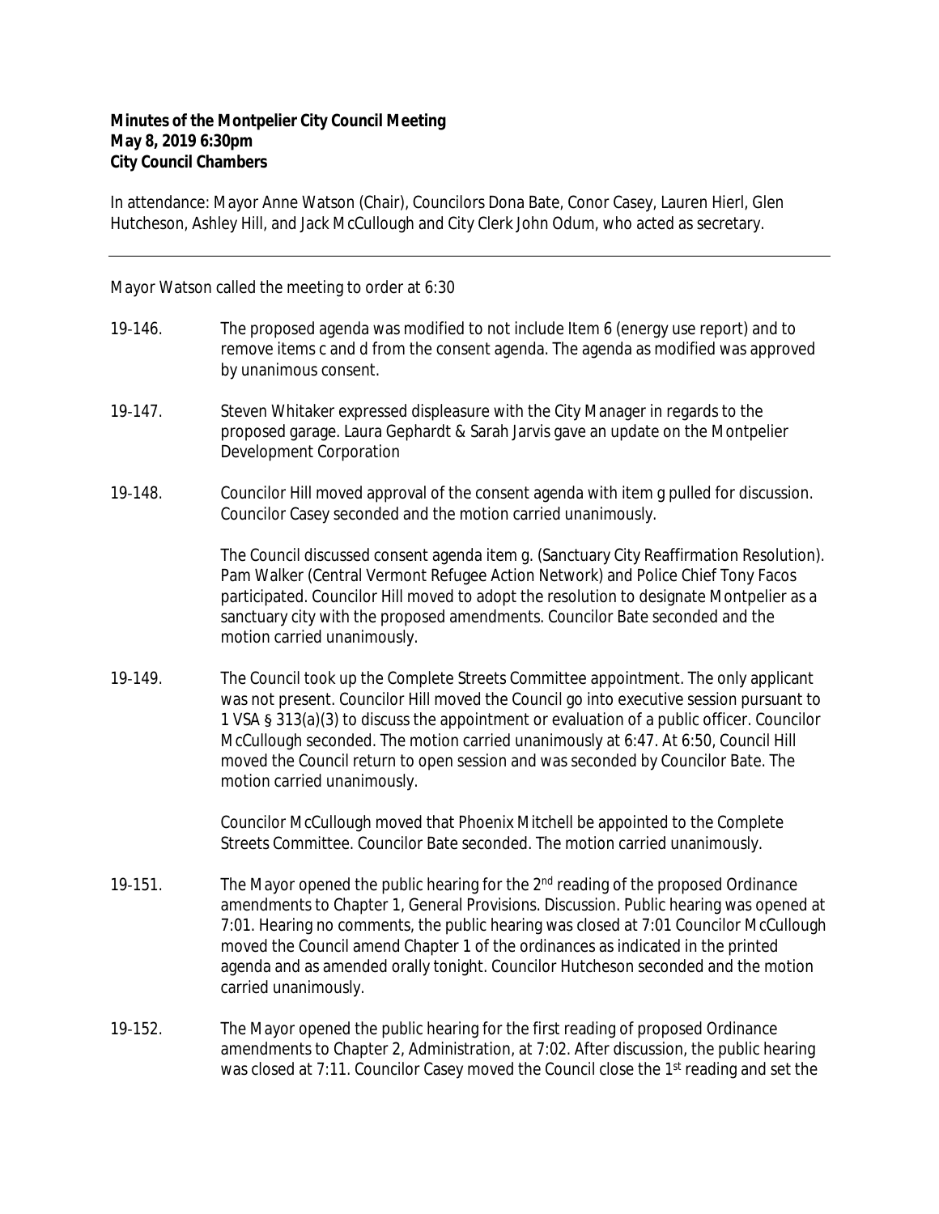**Minutes of the Montpelier City Council Meeting**
**May 8, 2019 6:30pm**
**City Council Chambers**

In attendance: Mayor Anne Watson (Chair), Councilors Dona Bate, Conor Casey, Lauren Hierl, Glen Hutcheson, Ashley Hill, and Jack McCullough and City Clerk John Odum, who acted as secretary.

---

Mayor Watson called the meeting to order at 6:30

19-146. The proposed agenda was modified to not include Item 6 (energy use report) and to remove items c and d from the consent agenda. The agenda as modified was approved by unanimous consent.

19-147. Steven Whitaker expressed displeasure with the City Manager in regards to the proposed garage. Laura Gephardt & Sarah Jarvis gave an update on the Montpelier Development Corporation

19-148. Councilor Hill moved approval of the consent agenda with item g pulled for discussion. Councilor Casey seconded and the motion carried unanimously.

The Council discussed consent agenda item g. (Sanctuary City Reaffirmation Resolution). Pam Walker (Central Vermont Refugee Action Network) and Police Chief Tony Facos participated. Councilor Hill moved to adopt the resolution to designate Montpelier as a sanctuary city with the proposed amendments. Councilor Bate seconded and the motion carried unanimously.

19-149. The Council took up the Complete Streets Committee appointment. The only applicant was not present. Councilor Hill moved the Council go into executive session pursuant to 1 VSA § 313(a)(3) to discuss the appointment or evaluation of a public officer. Councilor McCullough seconded. The motion carried unanimously at 6:47. At 6:50, Council Hill moved the Council return to open session and was seconded by Councilor Bate. The motion carried unanimously.

Councilor McCullough moved that Phoenix Mitchell be appointed to the Complete Streets Committee. Councilor Bate seconded. The motion carried unanimously.

19-151. The Mayor opened the public hearing for the 2nd reading of the proposed Ordinance amendments to Chapter 1, General Provisions. Discussion. Public hearing was opened at 7:01. Hearing no comments, the public hearing was closed at 7:01 Councilor McCullough moved the Council amend Chapter 1 of the ordinances as indicated in the printed agenda and as amended orally tonight. Councilor Hutcheson seconded and the motion carried unanimously.

19-152. The Mayor opened the public hearing for the first reading of proposed Ordinance amendments to Chapter 2, Administration, at 7:02. After discussion, the public hearing was closed at 7:11. Councilor Casey moved the Council close the 1st reading and set the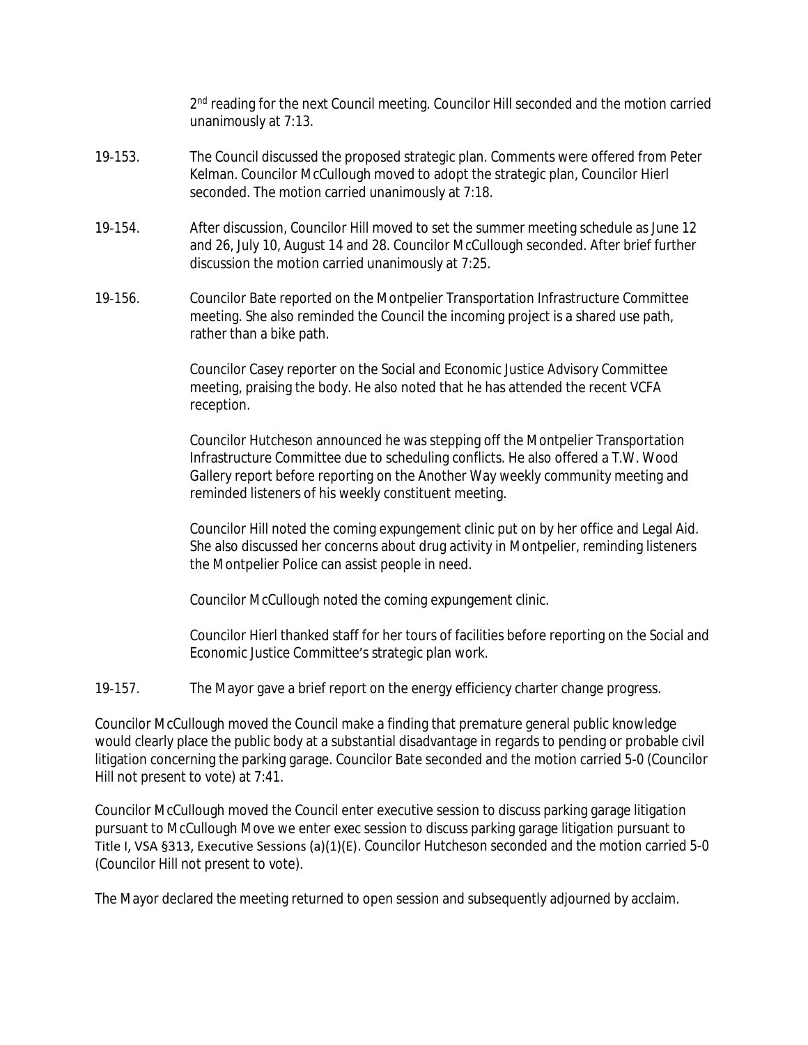2nd reading for the next Council meeting. Councilor Hill seconded and the motion carried unanimously at 7:13.

19-153. The Council discussed the proposed strategic plan. Comments were offered from Peter Kelman. Councilor McCullough moved to adopt the strategic plan, Councilor Hierl seconded. The motion carried unanimously at 7:18.

19-154. After discussion, Councilor Hill moved to set the summer meeting schedule as June 12 and 26, July 10, August 14 and 28. Councilor McCullough seconded. After brief further discussion the motion carried unanimously at 7:25.

19-156. Councilor Bate reported on the Montpelier Transportation Infrastructure Committee meeting. She also reminded the Council the incoming project is a shared use path, rather than a bike path.

Councilor Casey reporter on the Social and Economic Justice Advisory Committee meeting, praising the body. He also noted that he has attended the recent VCFA reception.

Councilor Hutcheson announced he was stepping off the Montpelier Transportation Infrastructure Committee due to scheduling conflicts. He also offered a T.W. Wood Gallery report before reporting on the Another Way weekly community meeting and reminded listeners of his weekly constituent meeting.

Councilor Hill noted the coming expungement clinic put on by her office and Legal Aid. She also discussed her concerns about drug activity in Montpelier, reminding listeners the Montpelier Police can assist people in need.

Councilor McCullough noted the coming expungement clinic.

Councilor Hierl thanked staff for her tours of facilities before reporting on the Social and Economic Justice Committee's strategic plan work.

19-157. The Mayor gave a brief report on the energy efficiency charter change progress.

Councilor McCullough moved the Council make a finding that premature general public knowledge would clearly place the public body at a substantial disadvantage in regards to pending or probable civil litigation concerning the parking garage. Councilor Bate seconded and the motion carried 5-0 (Councilor Hill not present to vote) at 7:41.

Councilor McCullough moved the Council enter executive session to discuss parking garage litigation pursuant to McCullough Move we enter exec session to discuss parking garage litigation pursuant to Title I, VSA §313, Executive Sessions (a)(1)(E). Councilor Hutcheson seconded and the motion carried 5-0 (Councilor Hill not present to vote).

The Mayor declared the meeting returned to open session and subsequently adjourned by acclaim.